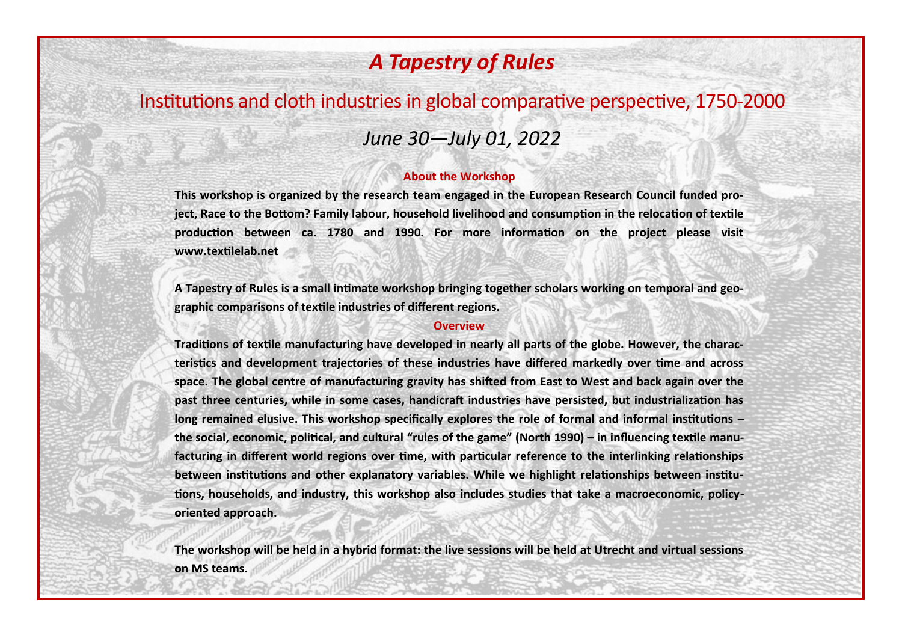# *A Tapestry of Rules*

## Institutions and cloth industries in global comparative perspective, 1750-2000

*June 30—July 01, 2022*

### About the Workshop

**This workshop is organized by the research team engaged in the European Research Council funded project, Race to the Bottom? Family labour, household livelihood and consumption in the relocation of textile production between ca. 1780 and 1990. For more information on the project please visit www.textilelab.net**

**A Tapestry of Rules is a small intimate workshop bringing together scholars working on temporal and geographic comparisons of textile industries of different regions.**

### Overview

**Traditions of textile manufacturing have developed in nearly all parts of the globe. However, the characteristics and development trajectories of these industries have differed markedly over time and across space. The global centre of manufacturing gravity has shifted from East to West and back again over the past three centuries, while in some cases, handicraft industries have persisted, but industrialization has long remained elusive. This workshop specifically explores the role of formal and informal institutions – the social, economic, political, and cultural "rules of the game" (North 1990) – in influencing textile manufacturing in different world regions over time, with particular reference to the interlinking relationships between institutions and other explanatory variables. While we highlight relationships between institutions, households, and industry, this workshop also includes studies that take a macroeconomic, policy-oriented approach.**

**The workshop will be held in a hybrid format: the live sessions will be held at Utrecht and virtual sessions on MS teams.**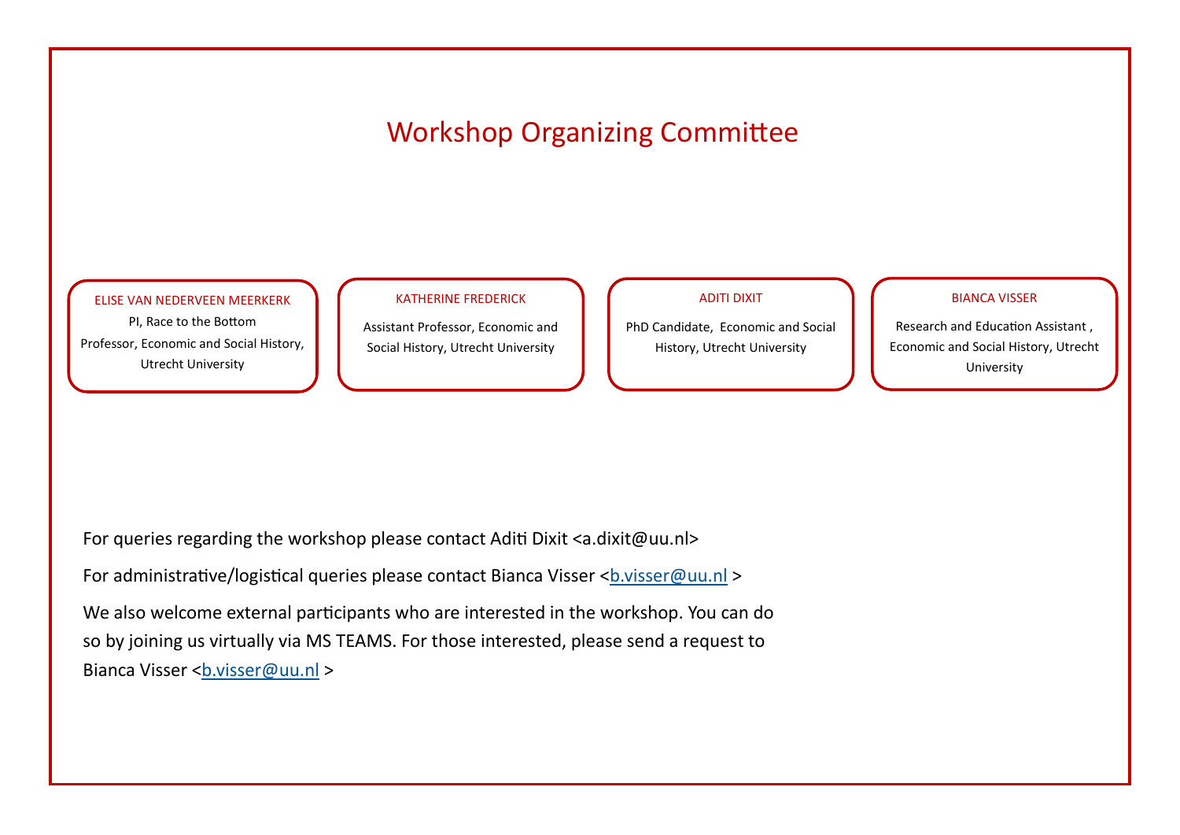# Workshop Organizing Committee

**ELISE VAN NEDERVEEN MEERKERK**
PI, Race to the Bottom
Professor, Economic and Social History, Utrecht University

**KATHERINE FREDERICK**
Assistant Professor, Economic and Social History, Utrecht University

**ADITI DIXIT**
PhD Candidate, Economic and Social History, Utrecht University

**BIANCA VISSER**
Research and Education Assistant , Economic and Social History, Utrecht University

For queries regarding the workshop please contact Aditi Dixit <a.dixit@uu.nl>

For administrative/logistical queries please contact Bianca Visser <b.visser@uu.nl >

We also welcome external participants who are interested in the workshop. You can do so by joining us virtually via MS TEAMS. For those interested, please send a request to Bianca Visser <b.visser@uu.nl >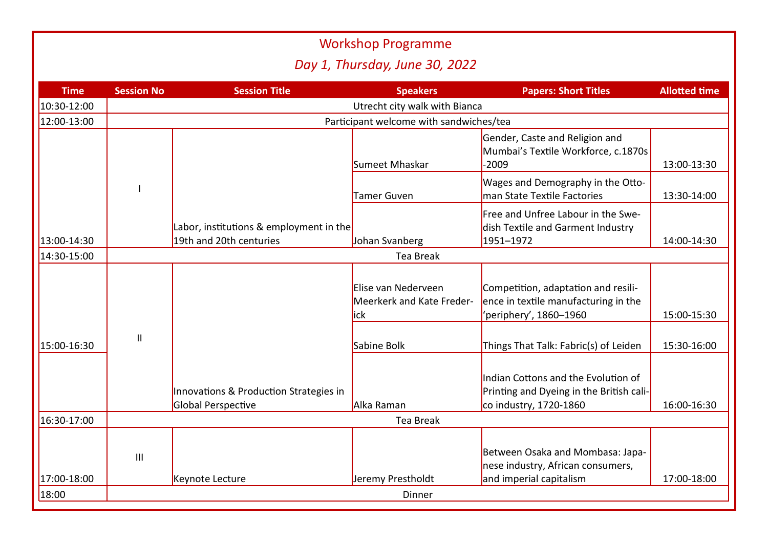# Workshop Programme

## *Day 1, Thursday, June 30, 2022*

| Time | Session No | Session Title | Speakers | Papers: Short Titles | Allotted time |
|---|---|---|---|---|---|
| 10:30-12:00 | Utrecht city walk with Bianca | | | | |
| 12:00-13:00 | Participant welcome with sandwiches/tea | | | | |
| 13:00-14:30 | I | Labor, institutions & employment in the 19th and 20th centuries | Sumeet Mhaskar | Gender, Caste and Religion and Mumbai's Textile Workforce, c.1870s -2009 | 13:00-13:30 |
| | | | Tamer Guven | Wages and Demography in the Ottoman State Textile Factories | 13:30-14:00 |
| | | | Johan Svanberg | Free and Unfree Labour in the Swedish Textile and Garment Industry 1951–1972 | 14:00-14:30 |
| 14:30-15:00 | Tea Break | | | | |
| 15:00-16:30 | II | Innovations & Production Strategies in Global Perspective | Elise van Nederveen Meerkerk and Kate Frederick | Competition, adaptation and resilience in textile manufacturing in the 'periphery', 1860–1960 | 15:00-15:30 |
| | | | Sabine Bolk | Things That Talk: Fabric(s) of Leiden | 15:30-16:00 |
| | | | Alka Raman | Indian Cottons and the Evolution of Printing and Dyeing in the British calico industry, 1720-1860 | 16:00-16:30 |
| 16:30-17:00 | Tea Break | | | | |
| 17:00-18:00 | III | Keynote Lecture | Jeremy Prestholdt | Between Osaka and Mombasa: Japanese industry, African consumers, and imperial capitalism | 17:00-18:00 |
| 18:00 | Dinner | | | | |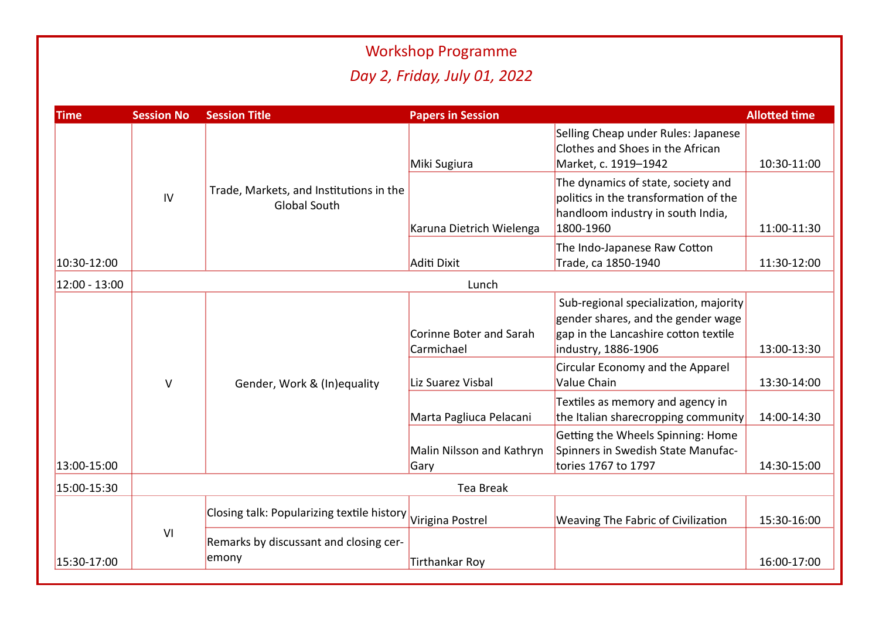# Workshop Programme

## *Day 2, Friday, July 01, 2022*

| Time | Session No | Session Title | Papers in Session | | Allotted time |
|---|---|---|---|---|---|
| 10:30-12:00 | IV | Trade, Markets, and Institutions in the Global South | Miki Sugiura | Selling Cheap under Rules: Japanese Clothes and Shoes in the African Market, c. 1919–1942 | 10:30-11:00 |
| | | | Karuna Dietrich Wielenga | The dynamics of state, society and politics in the transformation of the handloom industry in south India, 1800-1960 | 11:00-11:30 |
| | | | Aditi Dixit | The Indo-Japanese Raw Cotton Trade, ca 1850-1940 | 11:30-12:00 |
| 12:00 - 13:00 | Lunch | | | | |
| 13:00-15:00 | V | Gender, Work & (In)equality | Corinne Boter and Sarah Carmichael | Sub-regional specialization, majority gender shares, and the gender wage gap in the Lancashire cotton textile industry, 1886-1906 | 13:00-13:30 |
| | | | Liz Suarez Visbal | Circular Economy and the Apparel Value Chain | 13:30-14:00 |
| | | | Marta Pagliuca Pelacani | Textiles as memory and agency in the Italian sharecropping community | 14:00-14:30 |
| | | | Malin Nilsson and Kathryn Gary | Getting the Wheels Spinning: Home Spinners in Swedish State Manufactories 1767 to 1797 | 14:30-15:00 |
| 15:00-15:30 | Tea Break | | | | |
| 15:30-17:00 | VI | Closing talk: Popularizing textile history | Virigina Postrel | Weaving The Fabric of Civilization | 15:30-16:00 |
| | | Remarks by discussant and closing ceremony | Tirthankar Roy | | 16:00-17:00 |